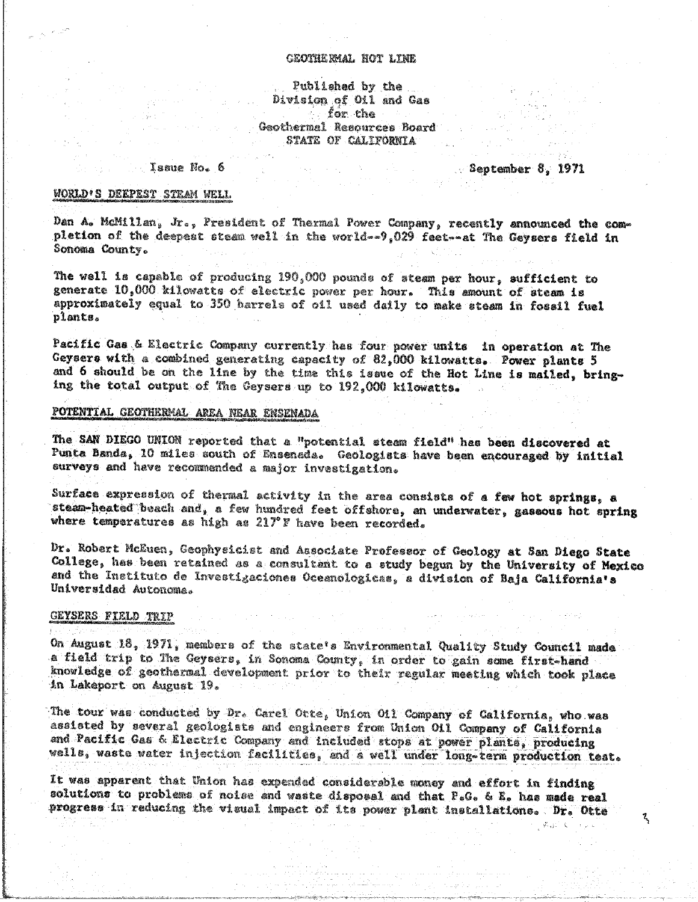GEOTHERMAL HOT LINE

Published by the
Division of Oil and Gas
for the
Geothermal Resources Board
STATE OF CALIFORNIA

Issue No. 6 — September 8, 1971

## WORLD'S DEEPEST STEAM WELL

Dan A. McMillan, Jr., President of Thermal Power Company, recently announced the completion of the deepest steam well in the world--9,029 feet--at The Geysers field in Sonoma County.

The well is capable of producing 190,000 pounds of steam per hour, sufficient to generate 10,000 kilowatts of electric power per hour. This amount of steam is approximately equal to 350 barrels of oil used daily to make steam in fossil fuel plants.

Pacific Gas & Electric Company currently has four power units in operation at The Geysers with a combined generating capacity of 82,000 kilowatts. Power plants 5 and 6 should be on the line by the time this issue of the Hot Line is mailed, bringing the total output of The Geysers up to 192,000 kilowatts.

## POTENTIAL GEOTHERMAL AREA NEAR ENSENADA

The SAN DIEGO UNION reported that a "potential steam field" has been discovered at Punta Banda, 10 miles south of Ensenada. Geologists have been encouraged by initial surveys and have recommended a major investigation.

Surface expression of thermal activity in the area consists of a few hot springs, a steam-heated beach and, a few hundred feet offshore, an underwater, gaseous hot spring where temperatures as high as 217°F have been recorded.

Dr. Robert McEuen, Geophysicist and Associate Professor of Geology at San Diego State College, has been retained as a consultant to a study begun by the University of Mexico and the Instituto de Investigaciones Oceanologicas, a division of Baja California's Universidad Autonoma.

## GEYSERS FIELD TRIP

On August 18, 1971, members of the state's Environmental Quality Study Council made a field trip to The Geysers, in Sonoma County, in order to gain some first-hand knowledge of geothermal development prior to their regular meeting which took place in Lakeport on August 19.

The tour was conducted by Dr. Carel Otte, Union Oil Company of California, who was assisted by several geologists and engineers from Union Oil Company of California and Pacific Gas & Electric Company and included stops at power plants, producing wells, waste water injection facilities, and a well under long-term production test.

It was apparent that Union has expended considerable money and effort in finding solutions to problems of noise and waste disposal and that P.G. & E. has made real progress in reducing the visual impact of its power plant installations. Dr. Otte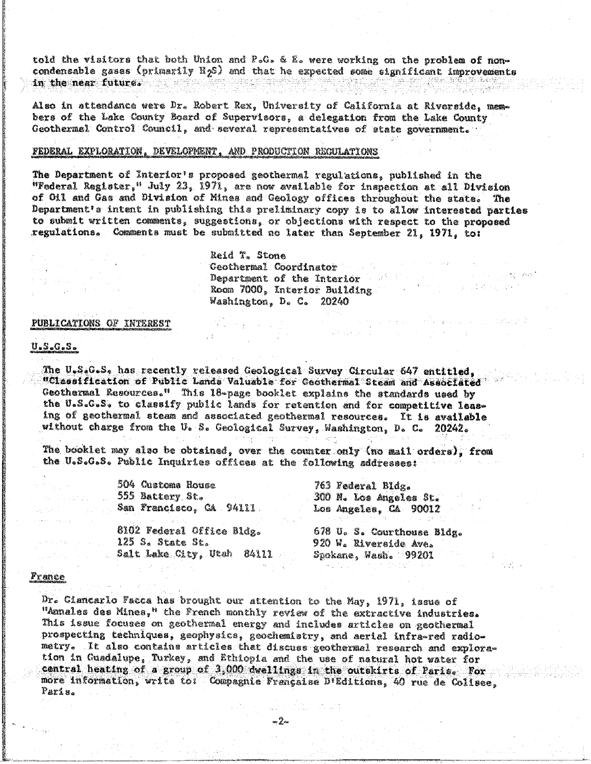told the visitors that both Union and P.G. & E. were working on the problem of non-condensable gases (primarily $H_2S$) and that he expected some significant improvements in the near future.

Also in attendance were Dr. Robert Rex, University of California at Riverside, members of the Lake County Board of Supervisors, a delegation from the Lake County Geothermal Control Council, and several representatives of state government.

## FEDERAL EXPLORATION, DEVELOPMENT, AND PRODUCTION REGULATIONS

The Department of Interior's proposed geothermal regulations, published in the "Federal Register," July 23, 1971, are now available for inspection at all Division of Oil and Gas and Division of Mines and Geology offices throughout the state. The Department's intent in publishing this preliminary copy is to allow interested parties to submit written comments, suggestions, or objections with respect to the proposed regulations. Comments must be submitted no later than September 21, 1971, to:

Reid T. Stone
Geothermal Coordinator
Department of the Interior
Room 7000, Interior Building
Washington, D. C. 20240

## PUBLICATIONS OF INTEREST

### U.S.G.S.

The U.S.G.S. has recently released Geological Survey Circular 647 entitled, "Classification of Public Lands Valuable for Geothermal Steam and Associated Geothermal Resources." This 18-page booklet explains the standards used by the U.S.G.S. to classify public lands for retention and for competitive leasing of geothermal steam and associated geothermal resources. It is available without charge from the U. S. Geological Survey, Washington, D. C. 20242.

The booklet may also be obtained, over the counter only (no mail orders), from the U.S.G.S. Public Inquiries offices at the following addresses:

504 Customs House
555 Battery St.
San Francisco, CA 94111

763 Federal Bldg.
300 N. Los Angeles St.
Los Angeles, CA 90012

8102 Federal Office Bldg.
125 S. State St.
Salt Lake City, Utah 84111

678 U. S. Courthouse Bldg.
920 W. Riverside Ave.
Spokane, Wash. 99201

### France

Dr. Giancarlo Facca has brought our attention to the May, 1971, issue of "Annales des Mines," the French monthly review of the extractive industries. This issue focuses on geothermal energy and includes articles on geothermal prospecting techniques, geophysics, geochemistry, and aerial infra-red radiometry. It also contains articles that discuss geothermal research and exploration in Guadalupe, Turkey, and Ethiopia and the use of natural hot water for central heating of a group of 3,000 dwellings in the outskirts of Paris. For more information, write to: Compagnie Française D'Editions, 40 rue de Colisee, Paris.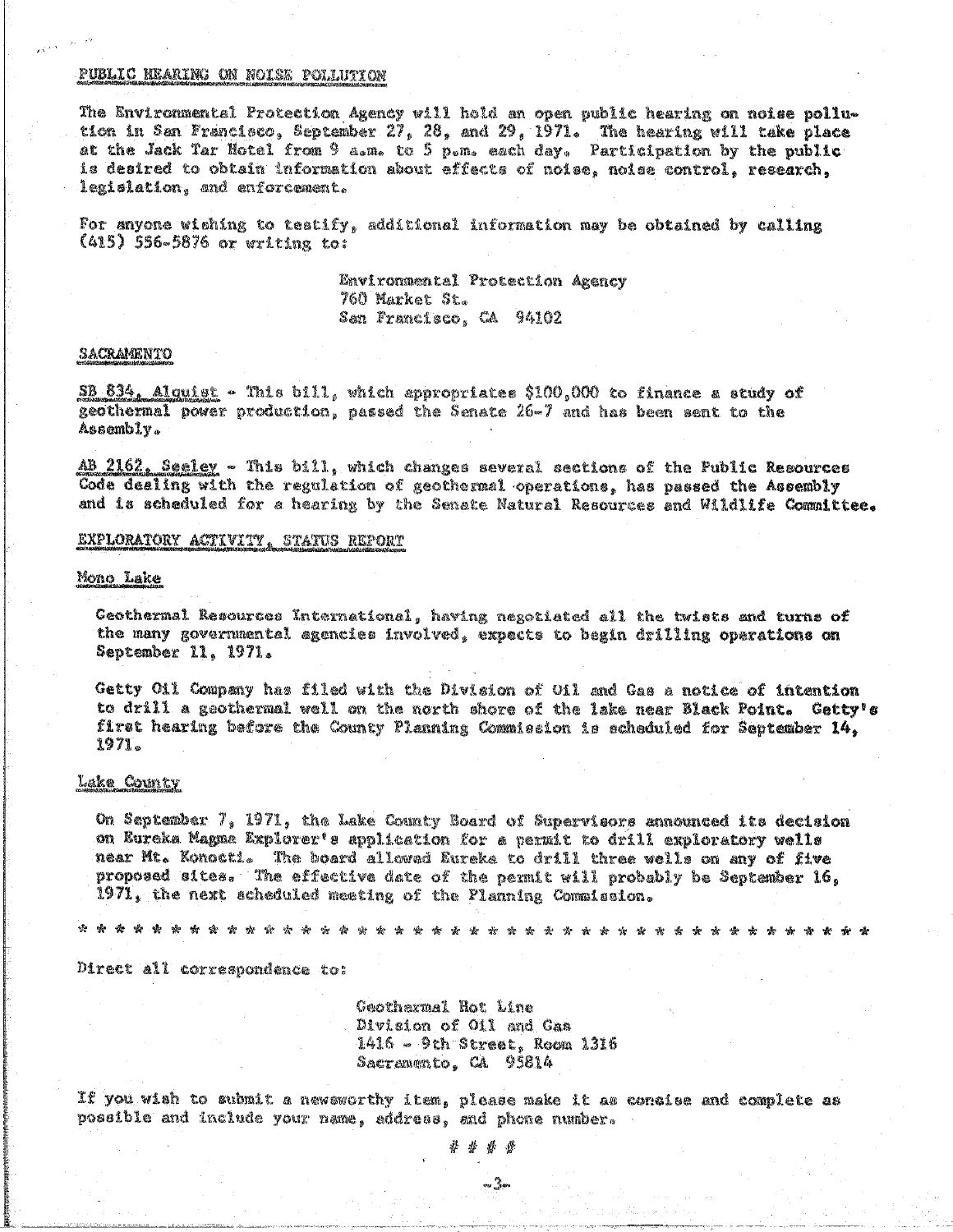## PUBLIC HEARING ON NOISE POLLUTION

The Environmental Protection Agency will hold an open public hearing on noise pollution in San Francisco, September 27, 28, and 29, 1971. The hearing will take place at the Jack Tar Hotel from 9 a.m. to 5 p.m. each day. Participation by the public is desired to obtain information about effects of noise, noise control, research, legislation, and enforcement.

For anyone wishing to testify, additional information may be obtained by calling (415) 556-5876 or writing to:

> Environmental Protection Agency
> 760 Market St.
> San Francisco, CA 94102

## SACRAMENTO

SB 834, Alquist - This bill, which appropriates $100,000 to finance a study of geothermal power production, passed the Senate 26-7 and has been sent to the Assembly.

AB 2162, Seeley - This bill, which changes several sections of the Public Resources Code dealing with the regulation of geothermal operations, has passed the Assembly and is scheduled for a hearing by the Senate Natural Resources and Wildlife Committee.

## EXPLORATORY ACTIVITY, STATUS REPORT

### Mono Lake

Geothermal Resources International, having negotiated all the twists and turns of the many governmental agencies involved, expects to begin drilling operations on September 11, 1971.

Getty Oil Company has filed with the Division of Oil and Gas a notice of intention to drill a geothermal well on the north shore of the lake near Black Point. Getty's first hearing before the County Planning Commission is scheduled for September 14, 1971.

### Lake County

On September 7, 1971, the Lake County Board of Supervisors announced its decision on Eureka Magma Explorer's application for a permit to drill exploratory wells near Mt. Konocti. The board allowed Eureka to drill three wells on any of five proposed sites. The effective date of the permit will probably be September 16, 1971, the next scheduled meeting of the Planning Commission.

* * * * * * * * * * * * * * * * * * * * * * * * * * * * * * * * * * * * * * * *

Direct all correspondence to:

> Geothermal Hot Line
> Division of Oil and Gas
> 1416 - 9th Street, Room 1316
> Sacramento, CA 95814

If you wish to submit a newsworthy item, please make it as concise and complete as possible and include your name, address, and phone number.

# # # #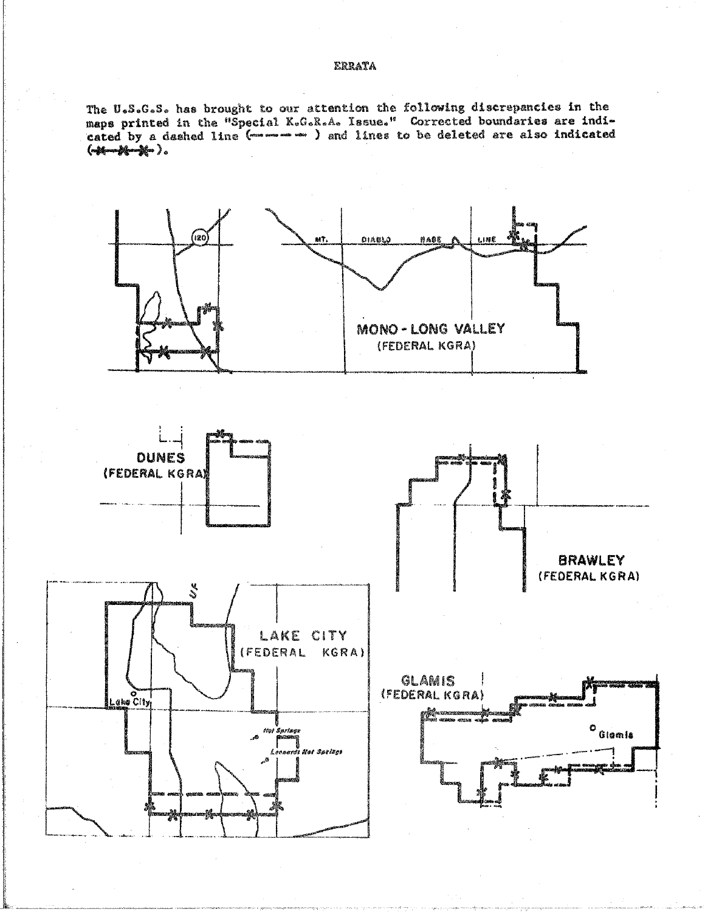# ERRATA

The U.S.G.S. has brought to our attention the following discrepancies in the maps printed in the "Special K.G.R.A. Issue." Corrected boundaries are indicated by a dashed line (— — — ) and lines to be deleted are also indicated (-✱-✱-✱-).

120

MT. DIABLO BASE LINE

MONO - LONG VALLEY
(FEDERAL KGRA)

DUNES
(FEDERAL KGRA)

BRAWLEY
(FEDERAL KGRA)

LAKE CITY
(FEDERAL KGRA)

Lake City

Hot Springs

Leonards Hot Springs

GLAMIS
(FEDERAL KGRA)

Glamis